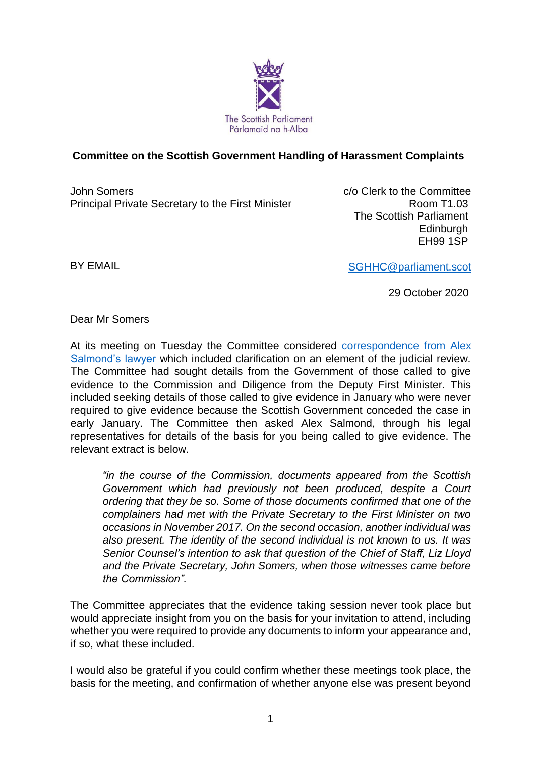The Scottish Parliament
Pàrlamaid na h-Alba

**Committee on the Scottish Government Handling of Harassment Complaints**

John Somers
Principal Private Secretary to the First Minister

c/o Clerk to the Committee
Room T1.03
The Scottish Parliament
Edinburgh
EH99 1SP

BY EMAIL

SGHHC@parliament.scot

29 October 2020

Dear Mr Somers

At its meeting on Tuesday the Committee considered correspondence from Alex Salmond's lawyer which included clarification on an element of the judicial review. The Committee had sought details from the Government of those called to give evidence to the Commission and Diligence from the Deputy First Minister. This included seeking details of those called to give evidence in January who were never required to give evidence because the Scottish Government conceded the case in early January. The Committee then asked Alex Salmond, through his legal representatives for details of the basis for you being called to give evidence. The relevant extract is below.

> *"in the course of the Commission, documents appeared from the Scottish Government which had previously not been produced, despite a Court ordering that they be so. Some of those documents confirmed that one of the complainers had met with the Private Secretary to the First Minister on two occasions in November 2017. On the second occasion, another individual was also present. The identity of the second individual is not known to us. It was Senior Counsel's intention to ask that question of the Chief of Staff, Liz Lloyd and the Private Secretary, John Somers, when those witnesses came before the Commission".*

The Committee appreciates that the evidence taking session never took place but would appreciate insight from you on the basis for your invitation to attend, including whether you were required to provide any documents to inform your appearance and, if so, what these included.

I would also be grateful if you could confirm whether these meetings took place, the basis for the meeting, and confirmation of whether anyone else was present beyond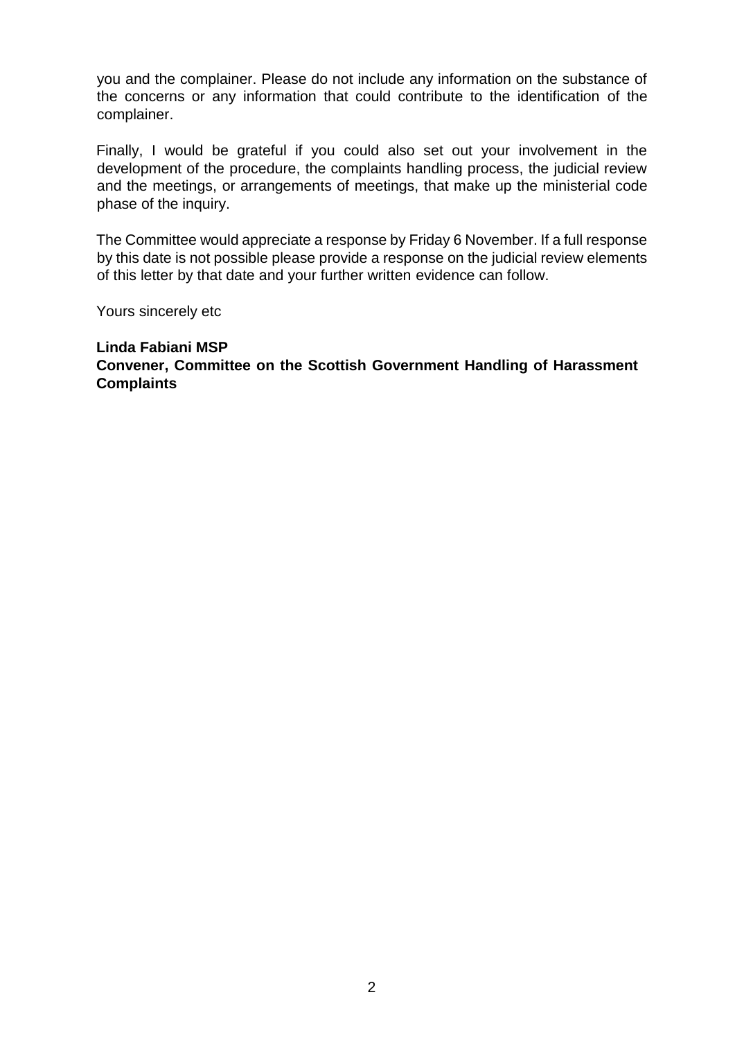you and the complainer. Please do not include any information on the substance of the concerns or any information that could contribute to the identification of the complainer.

Finally, I would be grateful if you could also set out your involvement in the development of the procedure, the complaints handling process, the judicial review and the meetings, or arrangements of meetings, that make up the ministerial code phase of the inquiry.

The Committee would appreciate a response by Friday 6 November. If a full response by this date is not possible please provide a response on the judicial review elements of this letter by that date and your further written evidence can follow.

Yours sincerely etc

**Linda Fabiani MSP**
**Convener, Committee on the Scottish Government Handling of Harassment Complaints**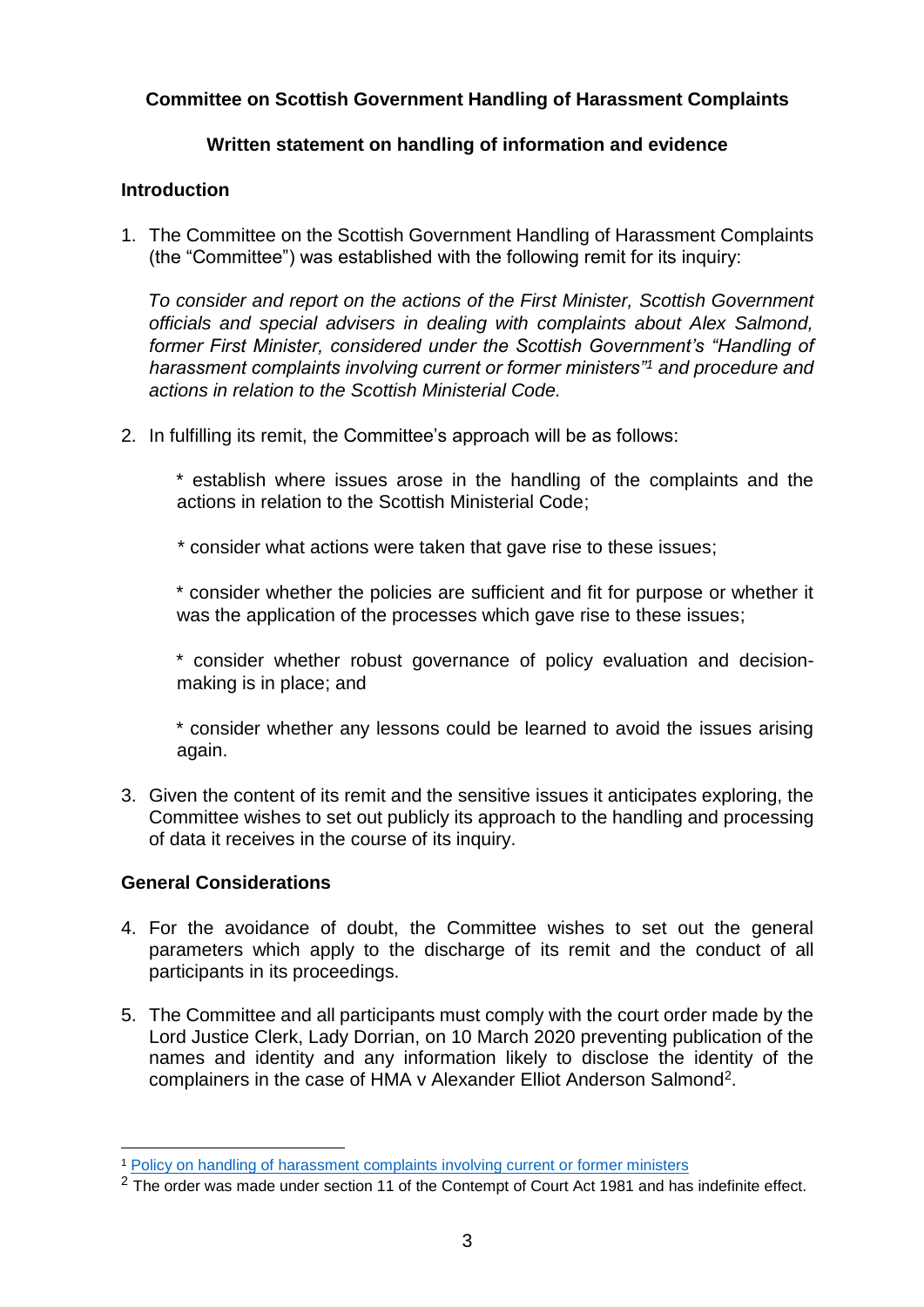**Committee on Scottish Government Handling of Harassment Complaints**

**Written statement on handling of information and evidence**

**Introduction**

1. The Committee on the Scottish Government Handling of Harassment Complaints (the "Committee") was established with the following remit for its inquiry:

   *To consider and report on the actions of the First Minister, Scottish Government officials and special advisers in dealing with complaints about Alex Salmond, former First Minister, considered under the Scottish Government's "Handling of harassment complaints involving current or former ministers"[1] and procedure and actions in relation to the Scottish Ministerial Code.*

2. In fulfilling its remit, the Committee's approach will be as follows:

   * establish where issues arose in the handling of the complaints and the actions in relation to the Scottish Ministerial Code;

   * consider what actions were taken that gave rise to these issues;

   * consider whether the policies are sufficient and fit for purpose or whether it was the application of the processes which gave rise to these issues;

   * consider whether robust governance of policy evaluation and decision-making is in place; and

   * consider whether any lessons could be learned to avoid the issues arising again.

3. Given the content of its remit and the sensitive issues it anticipates exploring, the Committee wishes to set out publicly its approach to the handling and processing of data it receives in the course of its inquiry.

**General Considerations**

4. For the avoidance of doubt, the Committee wishes to set out the general parameters which apply to the discharge of its remit and the conduct of all participants in its proceedings.

5. The Committee and all participants must comply with the court order made by the Lord Justice Clerk, Lady Dorrian, on 10 March 2020 preventing publication of the names and identity and any information likely to disclose the identity of the complainers in the case of HMA v Alexander Elliot Anderson Salmond[2].

---

[1] Policy on handling of harassment complaints involving current or former ministers

[2] The order was made under section 11 of the Contempt of Court Act 1981 and has indefinite effect.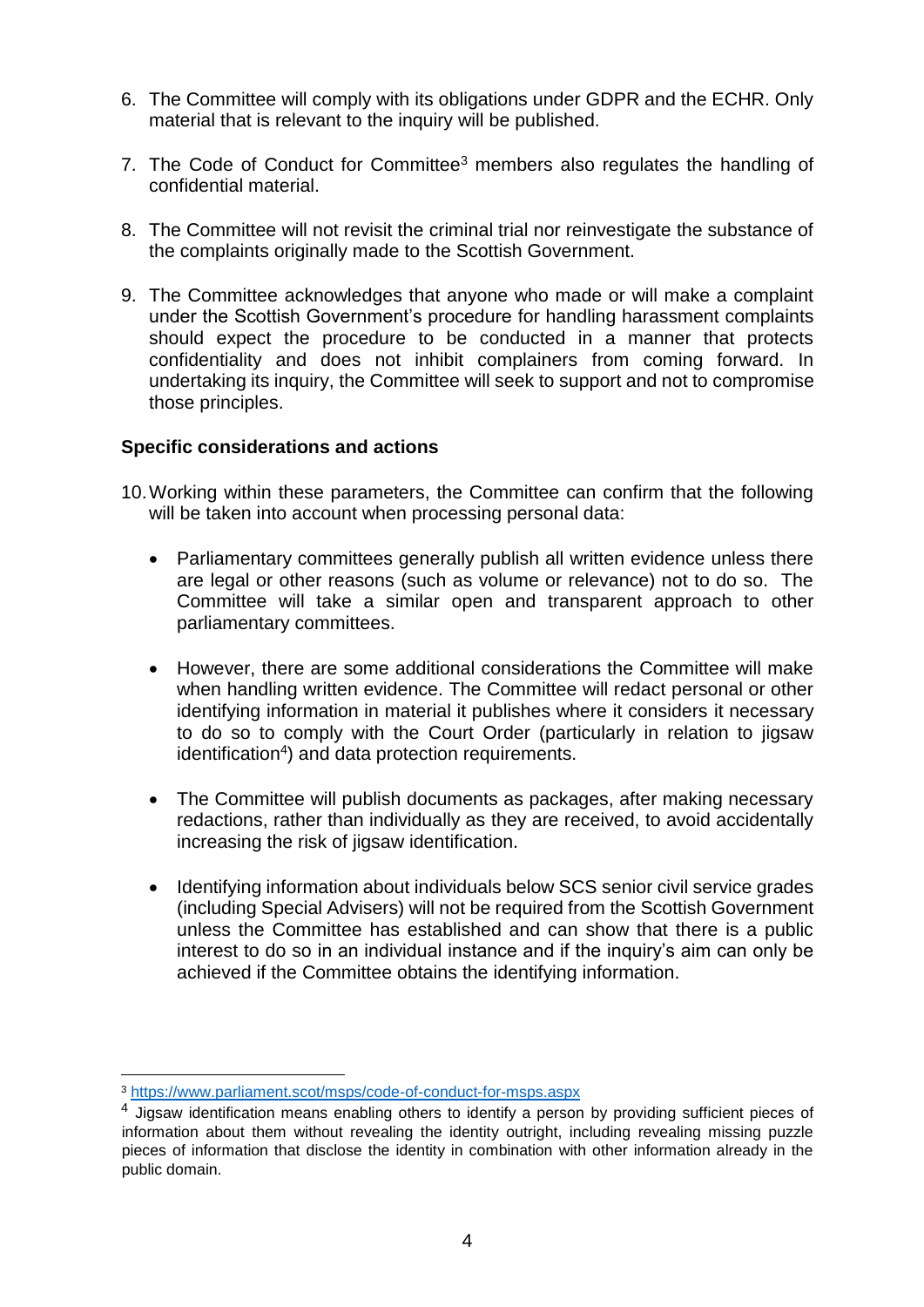6. The Committee will comply with its obligations under GDPR and the ECHR. Only material that is relevant to the inquiry will be published.

7. The Code of Conduct for Committee[3] members also regulates the handling of confidential material.

8. The Committee will not revisit the criminal trial nor reinvestigate the substance of the complaints originally made to the Scottish Government.

9. The Committee acknowledges that anyone who made or will make a complaint under the Scottish Government's procedure for handling harassment complaints should expect the procedure to be conducted in a manner that protects confidentiality and does not inhibit complainers from coming forward. In undertaking its inquiry, the Committee will seek to support and not to compromise those principles.

**Specific considerations and actions**

10. Working within these parameters, the Committee can confirm that the following will be taken into account when processing personal data:

    - Parliamentary committees generally publish all written evidence unless there are legal or other reasons (such as volume or relevance) not to do so. The Committee will take a similar open and transparent approach to other parliamentary committees.

    - However, there are some additional considerations the Committee will make when handling written evidence. The Committee will redact personal or other identifying information in material it publishes where it considers it necessary to do so to comply with the Court Order (particularly in relation to jigsaw identification[4]) and data protection requirements.

    - The Committee will publish documents as packages, after making necessary redactions, rather than individually as they are received, to avoid accidentally increasing the risk of jigsaw identification.

    - Identifying information about individuals below SCS senior civil service grades (including Special Advisers) will not be required from the Scottish Government unless the Committee has established and can show that there is a public interest to do so in an individual instance and if the inquiry's aim can only be achieved if the Committee obtains the identifying information.

---

[3] https://www.parliament.scot/msps/code-of-conduct-for-msps.aspx

[4] Jigsaw identification means enabling others to identify a person by providing sufficient pieces of information about them without revealing the identity outright, including revealing missing puzzle pieces of information that disclose the identity in combination with other information already in the public domain.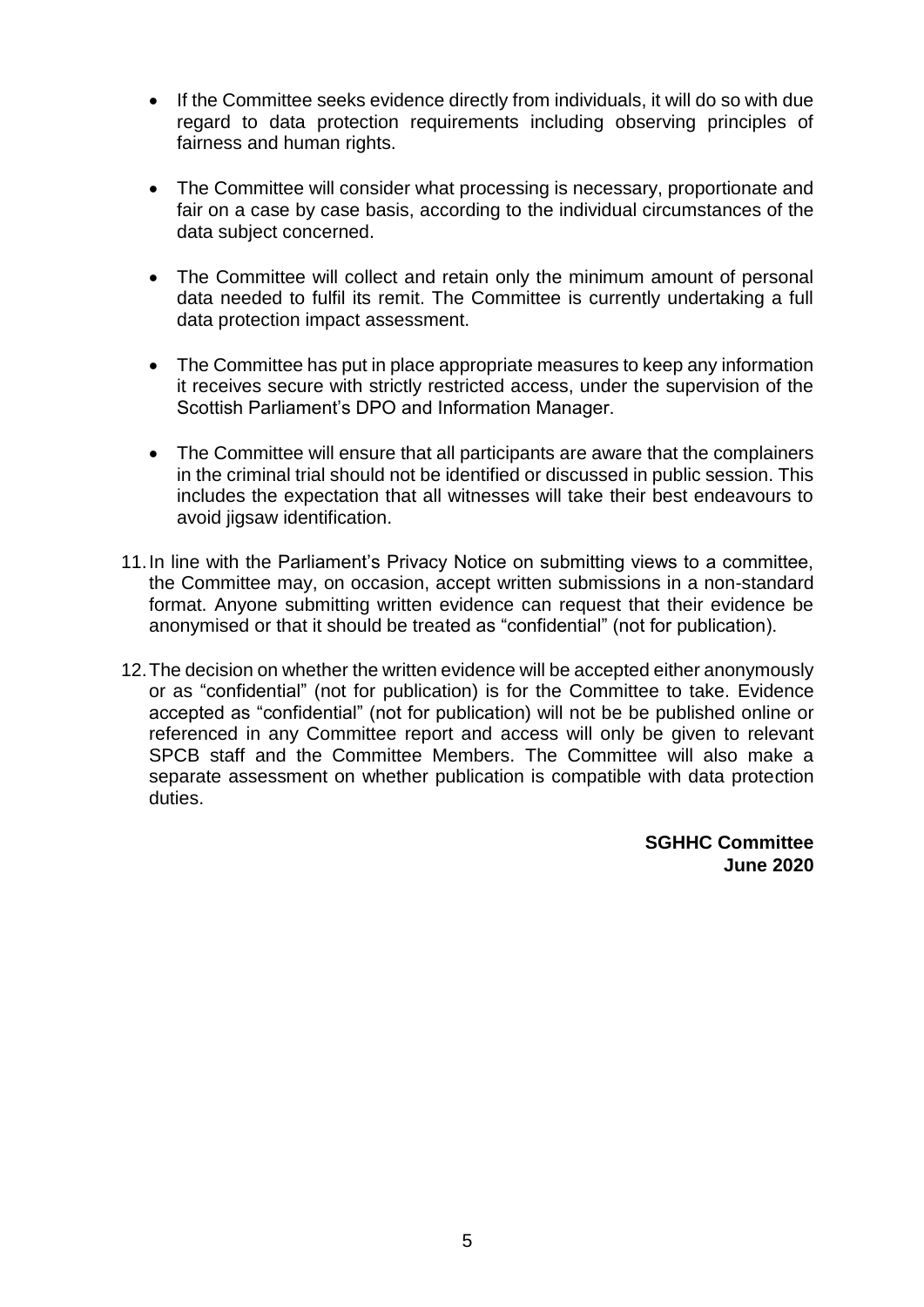- If the Committee seeks evidence directly from individuals, it will do so with due regard to data protection requirements including observing principles of fairness and human rights.

- The Committee will consider what processing is necessary, proportionate and fair on a case by case basis, according to the individual circumstances of the data subject concerned.

- The Committee will collect and retain only the minimum amount of personal data needed to fulfil its remit. The Committee is currently undertaking a full data protection impact assessment.

- The Committee has put in place appropriate measures to keep any information it receives secure with strictly restricted access, under the supervision of the Scottish Parliament's DPO and Information Manager.

- The Committee will ensure that all participants are aware that the complainers in the criminal trial should not be identified or discussed in public session. This includes the expectation that all witnesses will take their best endeavours to avoid jigsaw identification.

11. In line with the Parliament's Privacy Notice on submitting views to a committee, the Committee may, on occasion, accept written submissions in a non-standard format. Anyone submitting written evidence can request that their evidence be anonymised or that it should be treated as "confidential" (not for publication).

12. The decision on whether the written evidence will be accepted either anonymously or as "confidential" (not for publication) is for the Committee to take. Evidence accepted as "confidential" (not for publication) will not be be published online or referenced in any Committee report and access will only be given to relevant SPCB staff and the Committee Members. The Committee will also make a separate assessment on whether publication is compatible with data protection duties.

**SGHHC Committee**
**June 2020**